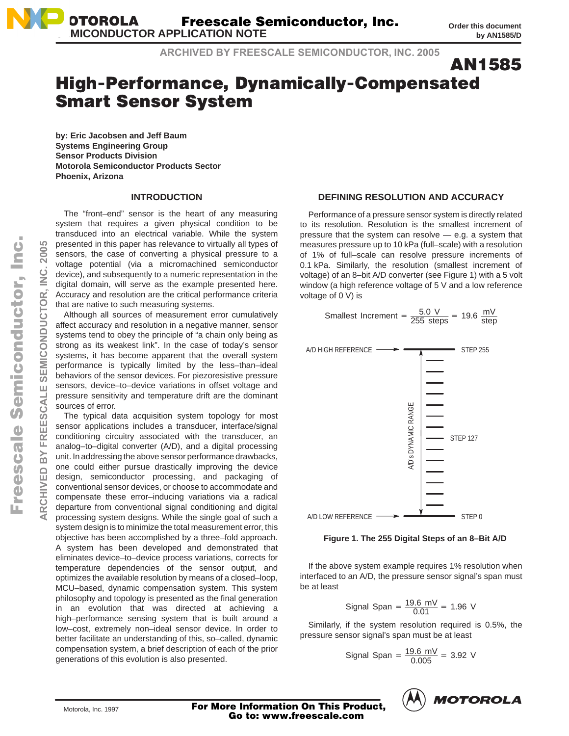# AN1585

# High-Performance, Dynamically-Compensated Smart Sensor System

**by: Eric Jacobsen and Jeff Baum**
**Systems Engineering Group**
**Sensor Products Division**
**Motorola Semiconductor Products Sector**
**Phoenix, Arizona**

## INTRODUCTION

The "front–end" sensor is the heart of any measuring system that requires a given physical condition to be transduced into an electrical variable. While the system presented in this paper has relevance to virtually all types of sensors, the case of converting a physical pressure to a voltage potential (via a micromachined semiconductor device), and subsequently to a numeric representation in the digital domain, will serve as the example presented here. Accuracy and resolution are the critical performance criteria that are native to such measuring systems.

Although all sources of measurement error cumulatively affect accuracy and resolution in a negative manner, sensor systems tend to obey the principle of "a chain only being as strong as its weakest link". In the case of today's sensor systems, it has become apparent that the overall system performance is typically limited by the less–than–ideal behaviors of the sensor devices. For piezoresistive pressure sensors, device–to–device variations in offset voltage and pressure sensitivity and temperature drift are the dominant sources of error.

The typical data acquisition system topology for most sensor applications includes a transducer, interface/signal conditioning circuitry associated with the transducer, an analog–to–digital converter (A/D), and a digital processing unit. In addressing the above sensor performance drawbacks, one could either pursue drastically improving the device design, semiconductor processing, and packaging of conventional sensor devices, or choose to accommodate and compensate these error–inducing variations via a radical departure from conventional signal conditioning and digital processing system designs. While the single goal of such a system design is to minimize the total measurement error, this objective has been accomplished by a three–fold approach. A system has been developed and demonstrated that eliminates device–to–device process variations, corrects for temperature dependencies of the sensor output, and optimizes the available resolution by means of a closed–loop, MCU–based, dynamic compensation system. This system philosophy and topology is presented as the final generation in an evolution that was directed at achieving a high–performance sensing system that is built around a low–cost, extremely non–ideal sensor device. In order to better facilitate an understanding of this, so–called, dynamic compensation system, a brief description of each of the prior generations of this evolution is also presented.

## DEFINING RESOLUTION AND ACCURACY

Performance of a pressure sensor system is directly related to its resolution. Resolution is the smallest increment of pressure that the system can resolve — e.g. a system that measures pressure up to 10 kPa (full–scale) with a resolution of 1% of full–scale can resolve pressure increments of 0.1 kPa. Similarly, the resolution (smallest increment of voltage) of an 8–bit A/D converter (see Figure 1) with a 5 volt window (a high reference voltage of 5 V and a low reference voltage of 0 V) is

$$\text{Smallest Increment} = \frac{5.0\ \text{V}}{255\ \text{steps}} = 19.6\ \frac{\text{mV}}{\text{step}}$$

A/D HIGH REFERENCE → STEP 255
STEP 127
A/D LOW REFERENCE → STEP 0
A/D's DYNAMIC RANGE

**Figure 1. The 255 Digital Steps of an 8–Bit A/D**

If the above system example requires 1% resolution when interfaced to an A/D, the pressure sensor signal's span must be at least

$$\text{Signal Span} = \frac{19.6\ \text{mV}}{0.01} = 1.96\ \text{V}$$

Similarly, if the system resolution required is 0.5%, the pressure sensor signal's span must be at least

$$\text{Signal Span} = \frac{19.6\ \text{mV}}{0.005} = 3.92\ \text{V}$$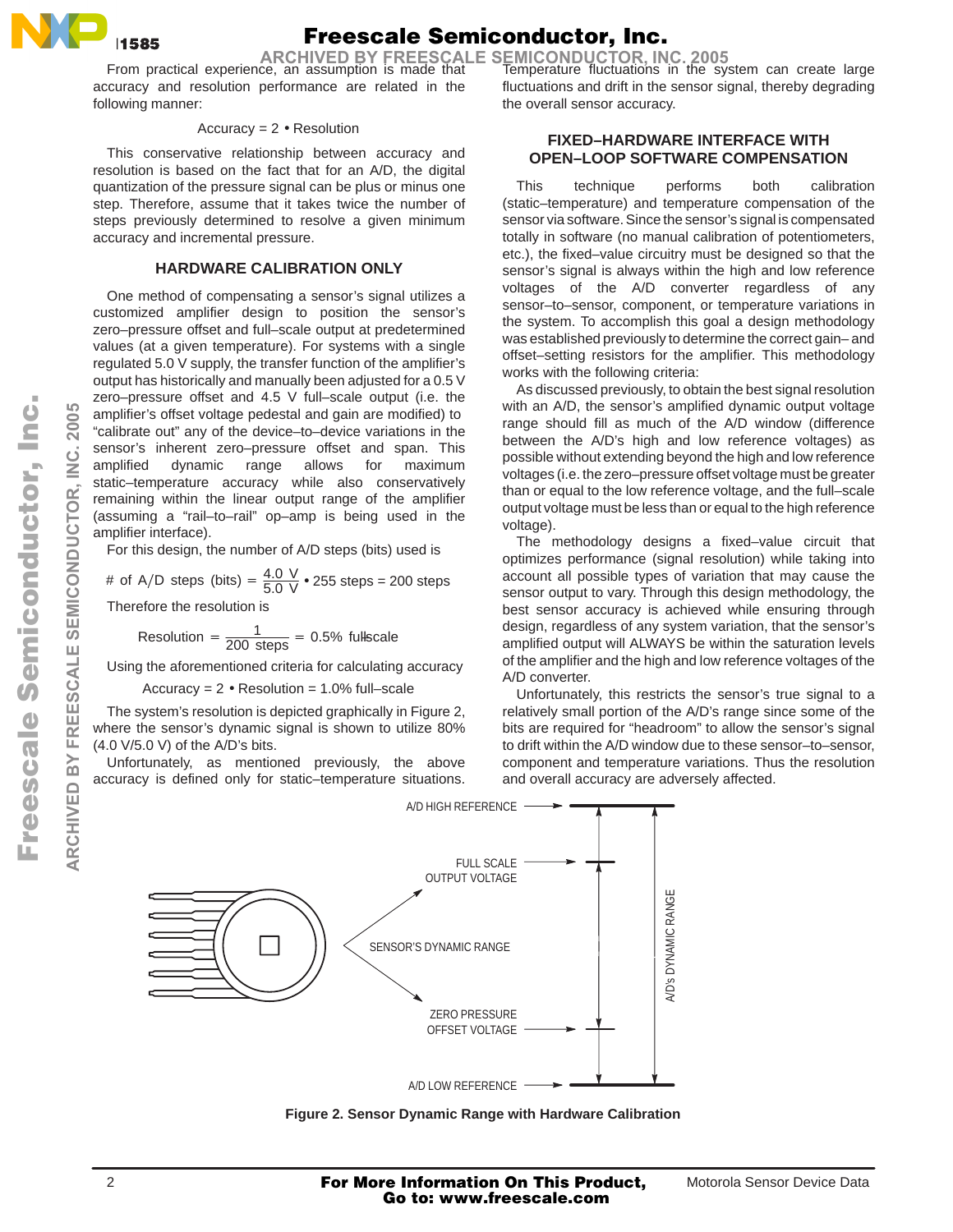From practical experience, an assumption is made that accuracy and resolution performance are related in the following manner:

$$\text{Accuracy} = 2 \bullet \text{Resolution}$$

This conservative relationship between accuracy and resolution is based on the fact that for an A/D, the digital quantization of the pressure signal can be plus or minus one step. Therefore, assume that it takes twice the number of steps previously determined to resolve a given minimum accuracy and incremental pressure.

## HARDWARE CALIBRATION ONLY

One method of compensating a sensor's signal utilizes a customized amplifier design to position the sensor's zero–pressure offset and full–scale output at predetermined values (at a given temperature). For systems with a single regulated 5.0 V supply, the transfer function of the amplifier's output has historically and manually been adjusted for a 0.5 V zero–pressure offset and 4.5 V full–scale output (i.e. the amplifier's offset voltage pedestal and gain are modified) to "calibrate out" any of the device–to–device variations in the sensor's inherent zero–pressure offset and span. This amplified dynamic range allows for maximum static–temperature accuracy while also conservatively remaining within the linear output range of the amplifier (assuming a "rail–to–rail" op–amp is being used in the amplifier interface).

For this design, the number of A/D steps (bits) used is

$$\#\text{ of A/D steps (bits)} = \frac{4.0\text{ V}}{5.0\text{ V}} \bullet 255\text{ steps} = 200\text{ steps}$$

Therefore the resolution is

$$\text{Resolution} = \frac{1}{200\text{ steps}} = 0.5\%\text{ full–scale}$$

Using the aforementioned criteria for calculating accuracy

$$\text{Accuracy} = 2 \bullet \text{Resolution} = 1.0\%\text{ full–scale}$$

The system's resolution is depicted graphically in Figure 2, where the sensor's dynamic signal is shown to utilize 80% (4.0 V/5.0 V) of the A/D's bits.

Unfortunately, as mentioned previously, the above accuracy is defined only for static–temperature situations. Temperature fluctuations in the system can create large fluctuations and drift in the sensor signal, thereby degrading the overall sensor accuracy.

## FIXED–HARDWARE INTERFACE WITH OPEN–LOOP SOFTWARE COMPENSATION

This technique performs both calibration (static–temperature) and temperature compensation of the sensor via software. Since the sensor's signal is compensated totally in software (no manual calibration of potentiometers, etc.), the fixed–value circuitry must be designed so that the sensor's signal is always within the high and low reference voltages of the A/D converter regardless of any sensor–to–sensor, component, or temperature variations in the system. To accomplish this goal a design methodology was established previously to determine the correct gain– and offset–setting resistors for the amplifier. This methodology works with the following criteria:

As discussed previously, to obtain the best signal resolution with an A/D, the sensor's amplified dynamic output voltage range should fill as much of the A/D window (difference between the A/D's high and low reference voltages) as possible without extending beyond the high and low reference voltages (i.e. the zero–pressure offset voltage must be greater than or equal to the low reference voltage, and the full–scale output voltage must be less than or equal to the high reference voltage).

The methodology designs a fixed–value circuit that optimizes performance (signal resolution) while taking into account all possible types of variation that may cause the sensor output to vary. Through this design methodology, the best sensor accuracy is achieved while ensuring through design, regardless of any system variation, that the sensor's amplified output will ALWAYS be within the saturation levels of the amplifier and the high and low reference voltages of the A/D converter.

Unfortunately, this restricts the sensor's true signal to a relatively small portion of the A/D's range since some of the bits are required for "headroom" to allow the sensor's signal to drift within the A/D window due to these sensor–to–sensor, component and temperature variations. Thus the resolution and overall accuracy are adversely affected.

A/D HIGH REFERENCE
FULL SCALE OUTPUT VOLTAGE
SENSOR'S DYNAMIC RANGE
ZERO PRESSURE OFFSET VOLTAGE
A/D LOW REFERENCE
A/D's DYNAMIC RANGE

**Figure 2. Sensor Dynamic Range with Hardware Calibration**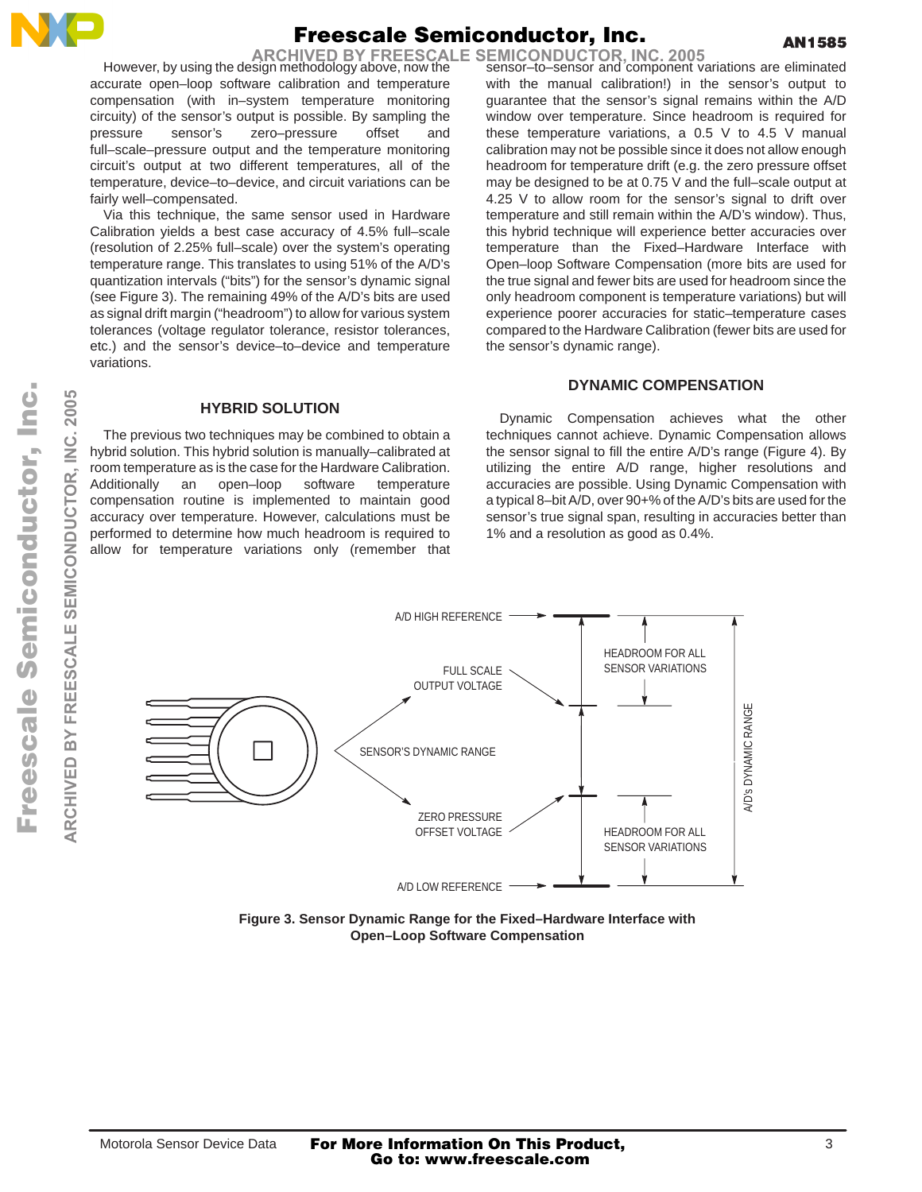However, by using the design methodology above, now the accurate open–loop software calibration and temperature compensation (with in–system temperature monitoring circuitry) of the sensor's output is possible. By sampling the pressure sensor's zero–pressure offset and full–scale–pressure output and the temperature monitoring circuit's output at two different temperatures, all of the temperature, device–to–device, and circuit variations can be fairly well–compensated.

Via this technique, the same sensor used in Hardware Calibration yields a best case accuracy of 4.5% full–scale (resolution of 2.25% full–scale) over the system's operating temperature range. This translates to using 51% of the A/D's quantization intervals ("bits") for the sensor's dynamic signal (see Figure 3). The remaining 49% of the A/D's bits are used as signal drift margin ("headroom") to allow for various system tolerances (voltage regulator tolerance, resistor tolerances, etc.) and the sensor's device–to–device and temperature variations.

## HYBRID SOLUTION

The previous two techniques may be combined to obtain a hybrid solution. This hybrid solution is manually–calibrated at room temperature as is the case for the Hardware Calibration. Additionally an open–loop software temperature compensation routine is implemented to maintain good accuracy over temperature. However, calculations must be performed to determine how much headroom is required to allow for temperature variations only (remember that sensor–to–sensor and component variations are eliminated with the manual calibration!) in the sensor's output to guarantee that the sensor's signal remains within the A/D window over temperature. Since headroom is required for these temperature variations, a 0.5 V to 4.5 V manual calibration may not be possible since it does not allow enough headroom for temperature drift (e.g. the zero pressure offset may be designed to be at 0.75 V and the full–scale output at 4.25 V to allow room for the sensor's signal to drift over temperature and still remain within the A/D's window). Thus, this hybrid technique will experience better accuracies over temperature than the Fixed–Hardware Interface with Open–loop Software Compensation (more bits are used for the true signal and fewer bits are used for headroom since the only headroom component is temperature variations) but will experience poorer accuracies for static–temperature cases compared to the Hardware Calibration (fewer bits are used for the sensor's dynamic range).

## DYNAMIC COMPENSATION

Dynamic Compensation achieves what the other techniques cannot achieve. Dynamic Compensation allows the sensor signal to fill the entire A/D's range (Figure 4). By utilizing the entire A/D range, higher resolutions and accuracies are possible. Using Dynamic Compensation with a typical 8–bit A/D, over 90+% of the A/D's bits are used for the sensor's true signal span, resulting in accuracies better than 1% and a resolution as good as 0.4%.

Figure 3. Sensor Dynamic Range for the Fixed–Hardware Interface with Open–Loop Software Compensation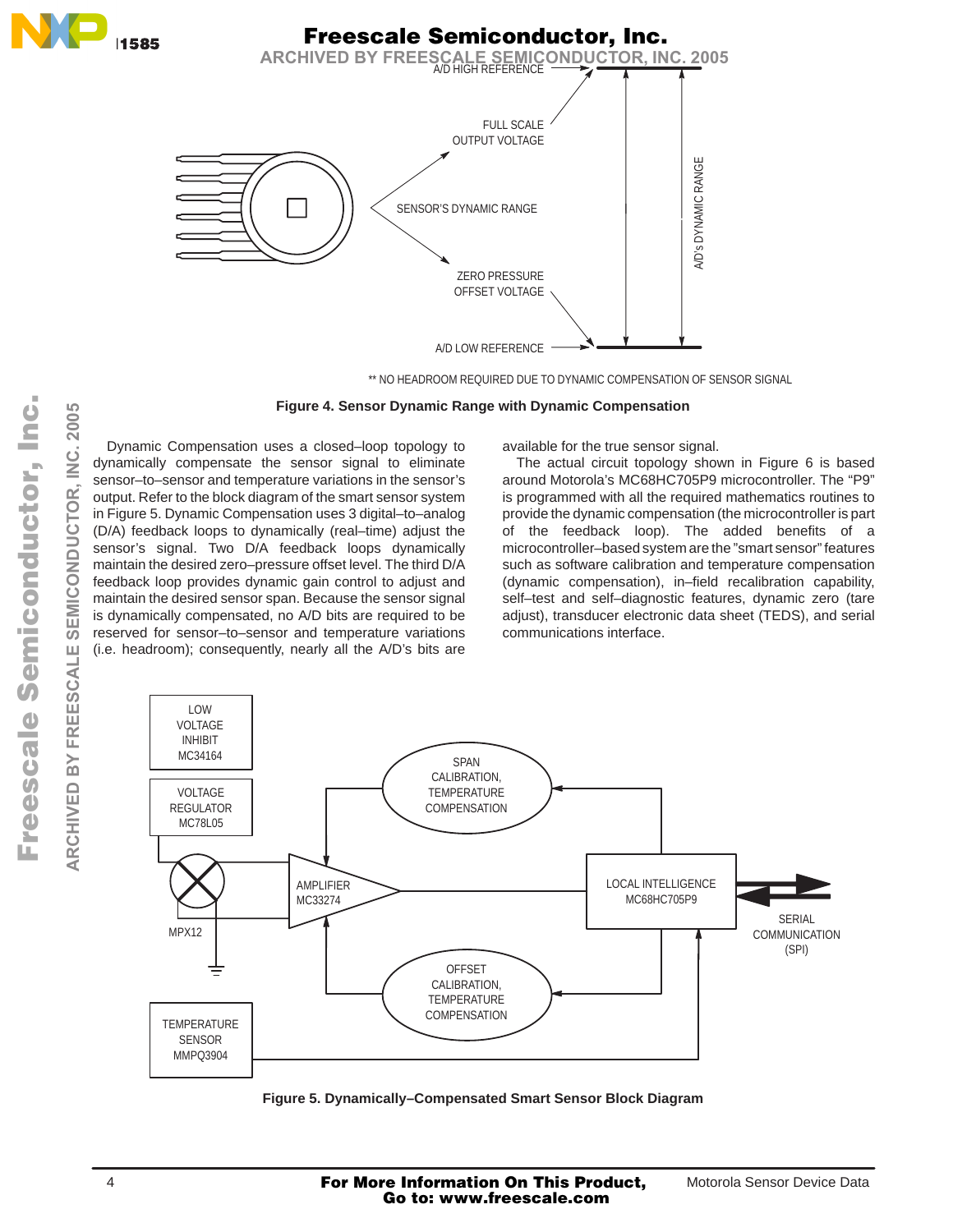A/D HIGH REFERENCE

FULL SCALE OUTPUT VOLTAGE

SENSOR'S DYNAMIC RANGE

ZERO PRESSURE OFFSET VOLTAGE

A/D LOW REFERENCE

A/D's DYNAMIC RANGE

** NO HEADROOM REQUIRED DUE TO DYNAMIC COMPENSATION OF SENSOR SIGNAL

**Figure 4. Sensor Dynamic Range with Dynamic Compensation**

Dynamic Compensation uses a closed–loop topology to dynamically compensate the sensor signal to eliminate sensor–to–sensor and temperature variations in the sensor's output. Refer to the block diagram of the smart sensor system in Figure 5. Dynamic Compensation uses 3 digital–to–analog (D/A) feedback loops to dynamically (real–time) adjust the sensor's signal. Two D/A feedback loops dynamically maintain the desired zero–pressure offset level. The third D/A feedback loop provides dynamic gain control to adjust and maintain the desired sensor span. Because the sensor signal is dynamically compensated, no A/D bits are required to be reserved for sensor–to–sensor and temperature variations (i.e. headroom); consequently, nearly all the A/D's bits are available for the true sensor signal.

The actual circuit topology shown in Figure 6 is based around Motorola's MC68HC705P9 microcontroller. The "P9" is programmed with all the required mathematics routines to provide the dynamic compensation (the microcontroller is part of the feedback loop). The added benefits of a microcontroller–based system are the "smart sensor" features such as software calibration and temperature compensation (dynamic compensation), in–field recalibration capability, self–test and self–diagnostic features, dynamic zero (tare adjust), transducer electronic data sheet (TEDS), and serial communications interface.

LOW VOLTAGE INHIBIT MC34164

VOLTAGE REGULATOR MC78L05

MPX12

AMPLIFIER MC33274

SPAN CALIBRATION, TEMPERATURE COMPENSATION

OFFSET CALIBRATION, TEMPERATURE COMPENSATION

LOCAL INTELLIGENCE MC68HC705P9

SERIAL COMMUNICATION (SPI)

TEMPERATURE SENSOR MMPQ3904

**Figure 5. Dynamically–Compensated Smart Sensor Block Diagram**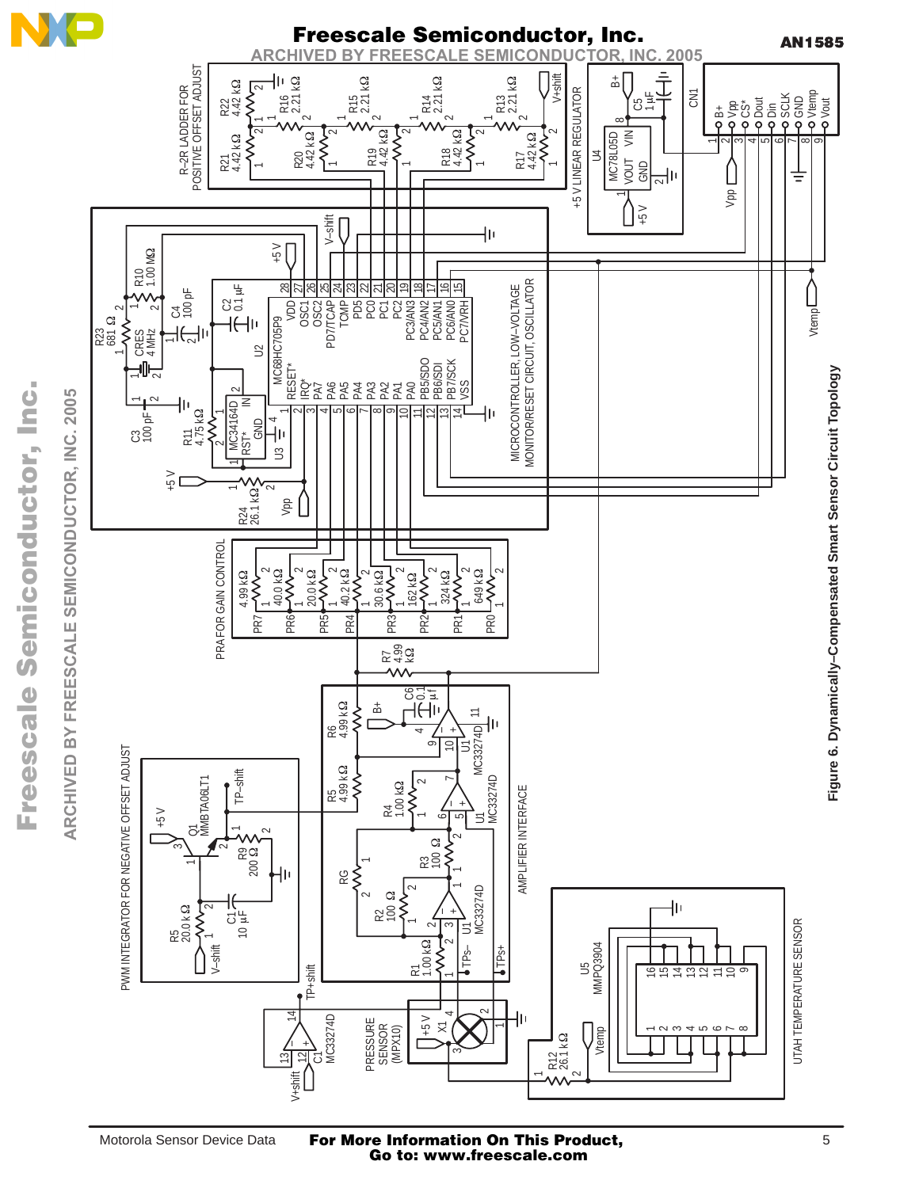Figure 6. Dynamically–Compensated Smart Sensor Circuit Topology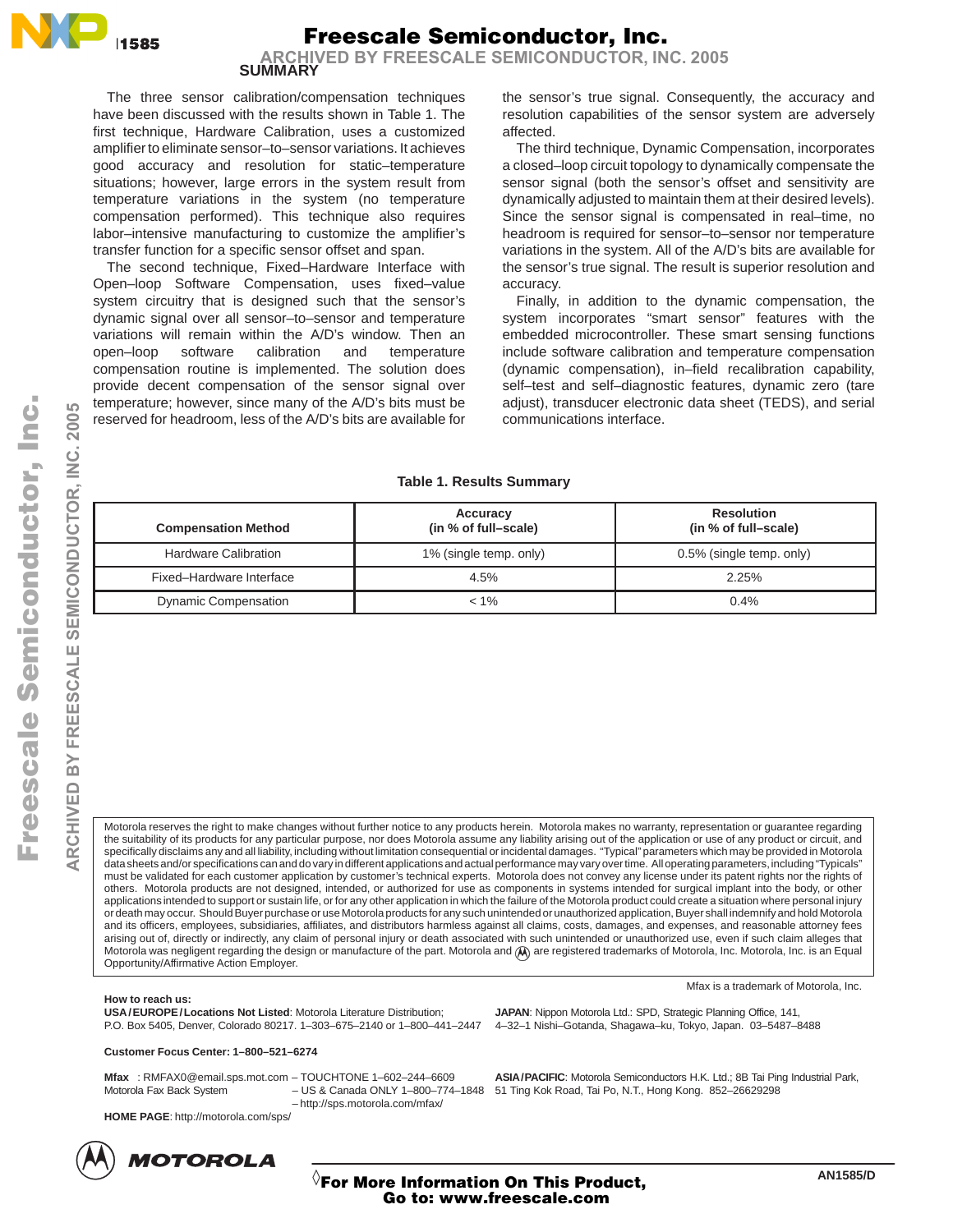## SUMMARY

The three sensor calibration/compensation techniques have been discussed with the results shown in Table 1. The first technique, Hardware Calibration, uses a customized amplifier to eliminate sensor–to–sensor variations. It achieves good accuracy and resolution for static–temperature situations; however, large errors in the system result from temperature variations in the system (no temperature compensation performed). This technique also requires labor–intensive manufacturing to customize the amplifier's transfer function for a specific sensor offset and span.

The second technique, Fixed–Hardware Interface with Open–loop Software Compensation, uses fixed–value system circuitry that is designed such that the sensor's dynamic signal over all sensor–to–sensor and temperature variations will remain within the A/D's window. Then an open–loop software calibration and temperature compensation routine is implemented. The solution does provide decent compensation of the sensor signal over temperature; however, since many of the A/D's bits must be reserved for headroom, less of the A/D's bits are available for the sensor's true signal. Consequently, the accuracy and resolution capabilities of the sensor system are adversely affected.

The third technique, Dynamic Compensation, incorporates a closed–loop circuit topology to dynamically compensate the sensor signal (both the sensor's offset and sensitivity are dynamically adjusted to maintain them at their desired levels). Since the sensor signal is compensated in real–time, no headroom is required for sensor–to–sensor nor temperature variations in the system. All of the A/D's bits are available for the sensor's true signal. The result is superior resolution and accuracy.

Finally, in addition to the dynamic compensation, the system incorporates "smart sensor" features with the embedded microcontroller. These smart sensing functions include software calibration and temperature compensation (dynamic compensation), in–field recalibration capability, self–test and self–diagnostic features, dynamic zero (tare adjust), transducer electronic data sheet (TEDS), and serial communications interface.

**Table 1. Results Summary**

| Compensation Method | Accuracy (in % of full–scale) | Resolution (in % of full–scale) |
|---|---|---|
| Hardware Calibration | 1% (single temp. only) | 0.5% (single temp. only) |
| Fixed–Hardware Interface | 4.5% | 2.25% |
| Dynamic Compensation | < 1% | 0.4% |

Motorola reserves the right to make changes without further notice to any products herein. Motorola makes no warranty, representation or guarantee regarding the suitability of its products for any particular purpose, nor does Motorola assume any liability arising out of the application or use of any product or circuit, and specifically disclaims any and all liability, including without limitation consequential or incidental damages. "Typical" parameters which may be provided in Motorola data sheets and/or specifications can and do vary in different applications and actual performance may vary over time. All operating parameters, including "Typicals" must be validated for each customer application by customer's technical experts. Motorola does not convey any license under its patent rights nor the rights of others. Motorola products are not designed, intended, or authorized for use as components in systems intended for surgical implant into the body, or other applications intended to support or sustain life, or for any other application in which the failure of the Motorola product could create a situation where personal injury or death may occur. Should Buyer purchase or use Motorola products for any such unintended or unauthorized application, Buyer shall indemnify and hold Motorola and its officers, employees, subsidiaries, affiliates, and distributors harmless against all claims, costs, damages, and expenses, and reasonable attorney fees arising out of, directly or indirectly, any claim of personal injury or death associated with such unintended or unauthorized use, even if such claim alleges that Motorola was negligent regarding the design or manufacture of the part. Motorola and Ⓜ are registered trademarks of Motorola, Inc. Motorola, Inc. is an Equal Opportunity/Affirmative Action Employer.

Mfax is a trademark of Motorola, Inc.

**How to reach us:**

**USA / EUROPE / Locations Not Listed**: Motorola Literature Distribution; P.O. Box 5405, Denver, Colorado 80217. 1–303–675–2140 or 1–800–441–2447

**JAPAN**: Nippon Motorola Ltd.: SPD, Strategic Planning Office, 141, 4–32–1 Nishi–Gotanda, Shagawa–ku, Tokyo, Japan. 03–5487–8488

**Customer Focus Center: 1–800–521–6274**

**Mfax**: RMFAX0@email.sps.mot.com – TOUCHTONE 1–602–244–6609
Motorola Fax Back System – US & Canada ONLY 1–800–774–1848
– http://sps.motorola.com/mfax/

**ASIA/PACIFIC**: Motorola Semiconductors H.K. Ltd.; 8B Tai Ping Industrial Park, 51 Ting Kok Road, Tai Po, N.T., Hong Kong. 852–26629298

**HOME PAGE**: http://motorola.com/sps/

**MOTOROLA**

AN1585/D

**For More Information On This Product, Go to: www.freescale.com**